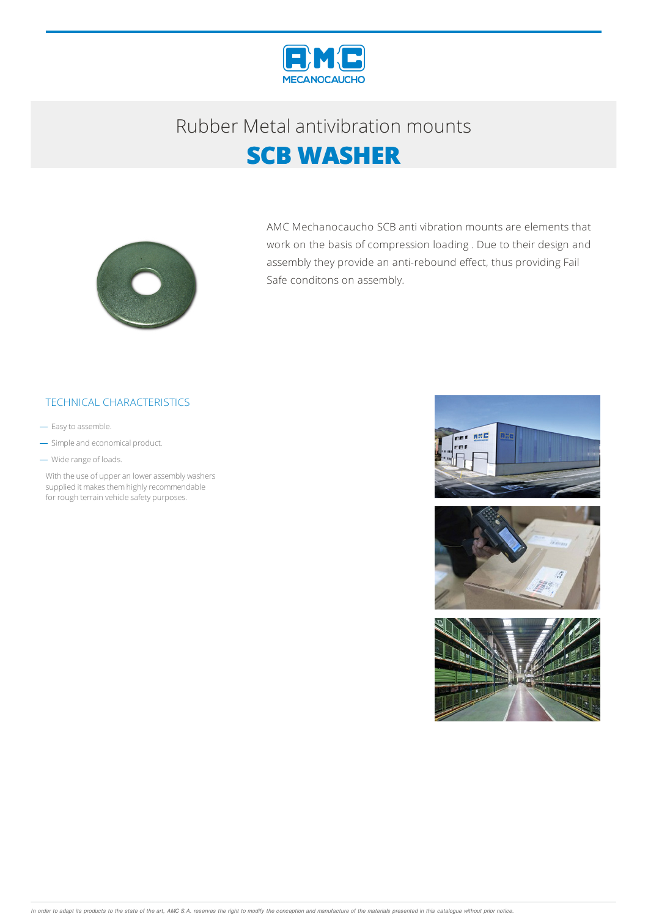# Rubber Metal antivibration mounts

## SCB WASHER

AMC Mechanocaucho SCB anti vibration mounts are elements that work on the basis of compression loading . Due to their design and assembly they provide an anti-rebound effect, thus providing Fail Safe conditons on assembly.

### TECHNICAL CHARACTERISTICS

- Easy to assemble.
- Simple and economical product.
- Wide range of loads.

With the use of upper an lower assembly washers supplied it makes them highly recommendable for rough terrain vehicle safety purposes.

*In order to adapt its products to the state of the art, AMC S.A. reserves the right to modify the conception and manufacture of the materials presented in this catalogue without prior notice.*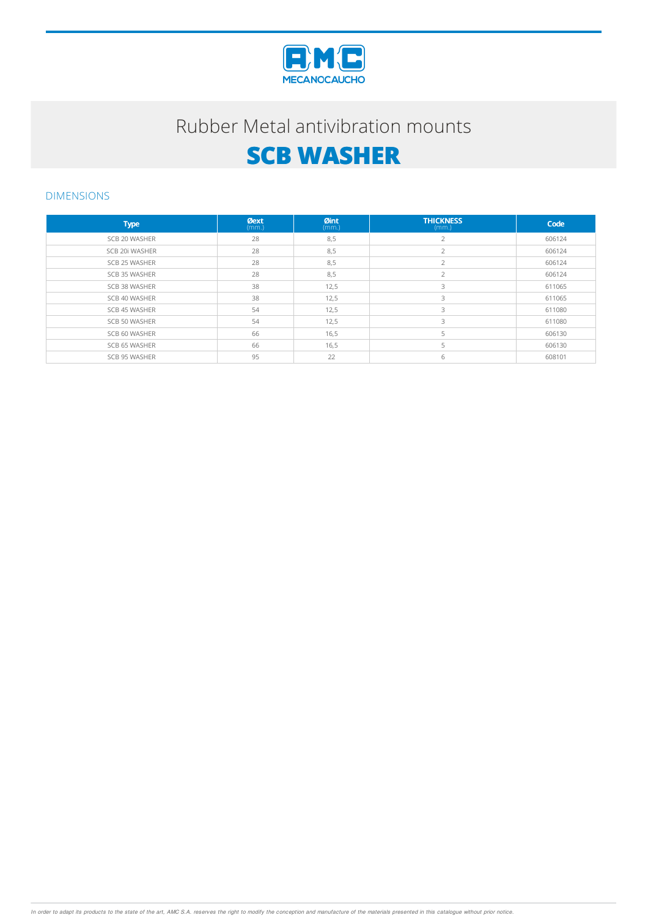# Rubber Metal antivibration mounts

# SCB WASHER

## DIMENSIONS

| Type | Øext (mm.) | Øint (mm.) | THICKNESS (mm.) | Code |
|---|---|---|---|---|
| SCB 20 WASHER | 28 | 8,5 | 2 | 606124 |
| SCB 20i WASHER | 28 | 8,5 | 2 | 606124 |
| SCB 25 WASHER | 28 | 8,5 | 2 | 606124 |
| SCB 35 WASHER | 28 | 8,5 | 2 | 606124 |
| SCB 38 WASHER | 38 | 12,5 | 3 | 611065 |
| SCB 40 WASHER | 38 | 12,5 | 3 | 611065 |
| SCB 45 WASHER | 54 | 12,5 | 3 | 611080 |
| SCB 50 WASHER | 54 | 12,5 | 3 | 611080 |
| SCB 60 WASHER | 66 | 16,5 | 5 | 606130 |
| SCB 65 WASHER | 66 | 16,5 | 5 | 606130 |
| SCB 95 WASHER | 95 | 22 | 6 | 608101 |

*In order to adapt its products to the state of the art, AMC S.A. reserves the right to modify the conception and manufacture of the materials presented in this catalogue without prior notice.*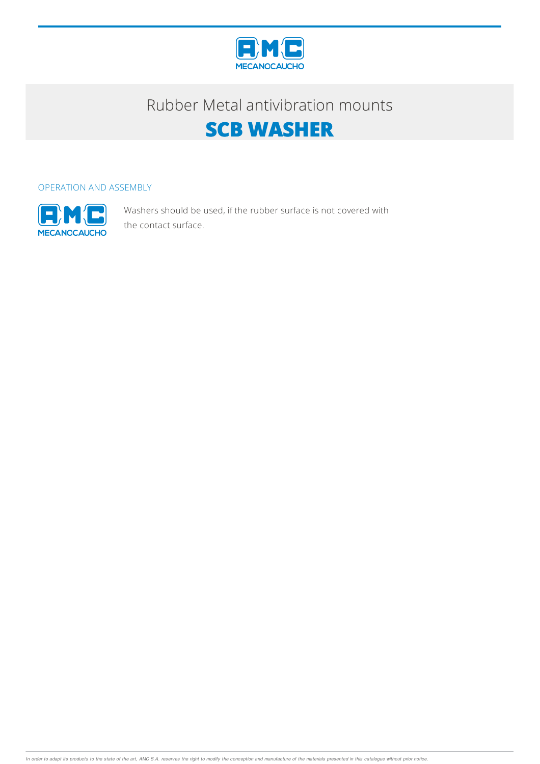Rubber Metal antivibration mounts

# SCB WASHER

## OPERATION AND ASSEMBLY

Washers should be used, if the rubber surface is not covered with the contact surface.